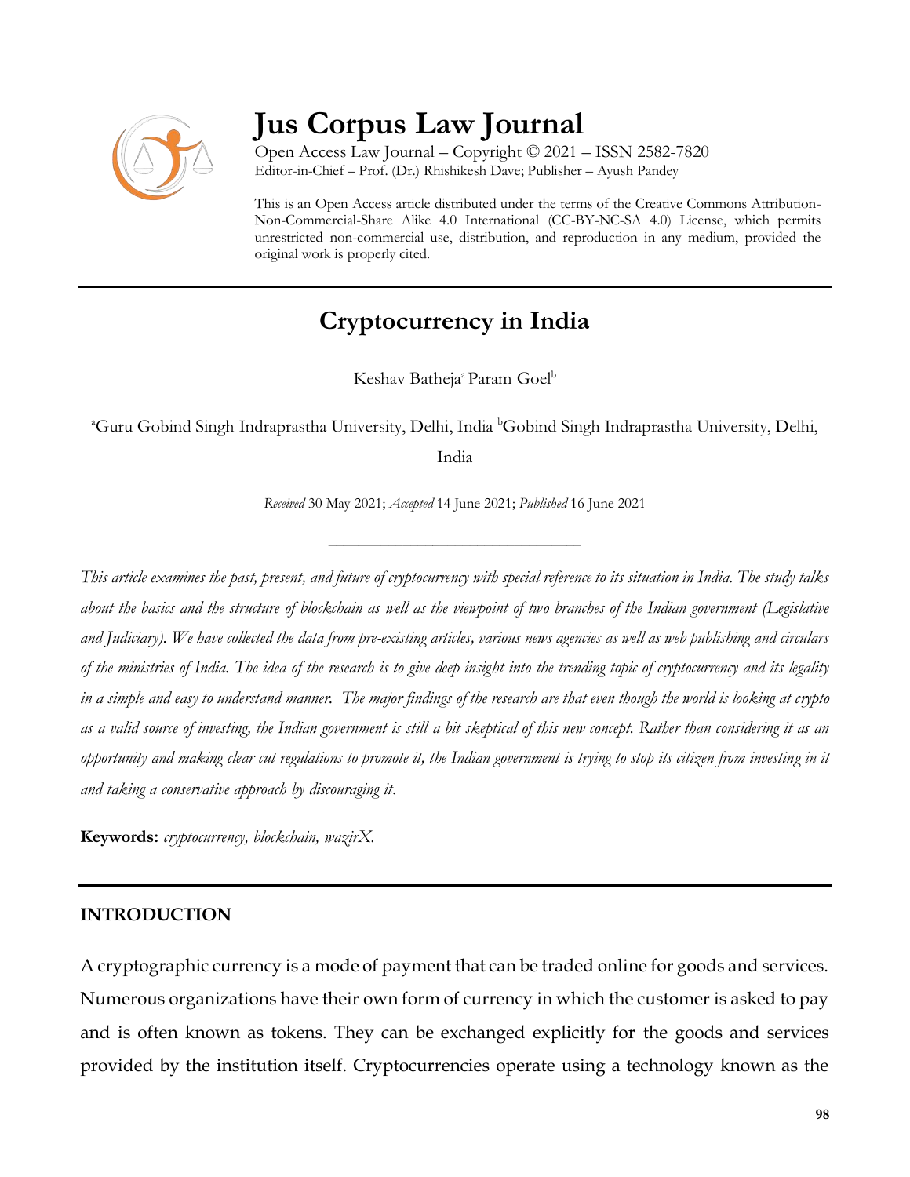# Jus Corpus Law Journal

Open Access Law Journal – Copyright © 2021 – ISSN 2582-7820
Editor-in-Chief – Prof. (Dr.) Rhishikesh Dave; Publisher – Ayush Pandey

This is an Open Access article distributed under the terms of the Creative Commons Attribution-Non-Commercial-Share Alike 4.0 International (CC-BY-NC-SA 4.0) License, which permits unrestricted non-commercial use, distribution, and reproduction in any medium, provided the original work is properly cited.

## Cryptocurrency in India

Keshav Batheja[a] Param Goel[b]

[a]Guru Gobind Singh Indraprastha University, Delhi, India [b]Gobind Singh Indraprastha University, Delhi, India

*Received* 30 May 2021; *Accepted* 14 June 2021; *Published* 16 June 2021

*This article examines the past, present, and future of cryptocurrency with special reference to its situation in India. The study talks about the basics and the structure of blockchain as well as the viewpoint of two branches of the Indian government (Legislative and Judiciary). We have collected the data from pre-existing articles, various news agencies as well as web publishing and circulars of the ministries of India. The idea of the research is to give deep insight into the trending topic of cryptocurrency and its legality in a simple and easy to understand manner. The major findings of the research are that even though the world is looking at crypto as a valid source of investing, the Indian government is still a bit skeptical of this new concept. Rather than considering it as an opportunity and making clear cut regulations to promote it, the Indian government is trying to stop its citizen from investing in it and taking a conservative approach by discouraging it.*

**Keywords:** *cryptocurrency, blockchain, wazirX.*

### INTRODUCTION

A cryptographic currency is a mode of payment that can be traded online for goods and services. Numerous organizations have their own form of currency in which the customer is asked to pay and is often known as tokens. They can be exchanged explicitly for the goods and services provided by the institution itself. Cryptocurrencies operate using a technology known as the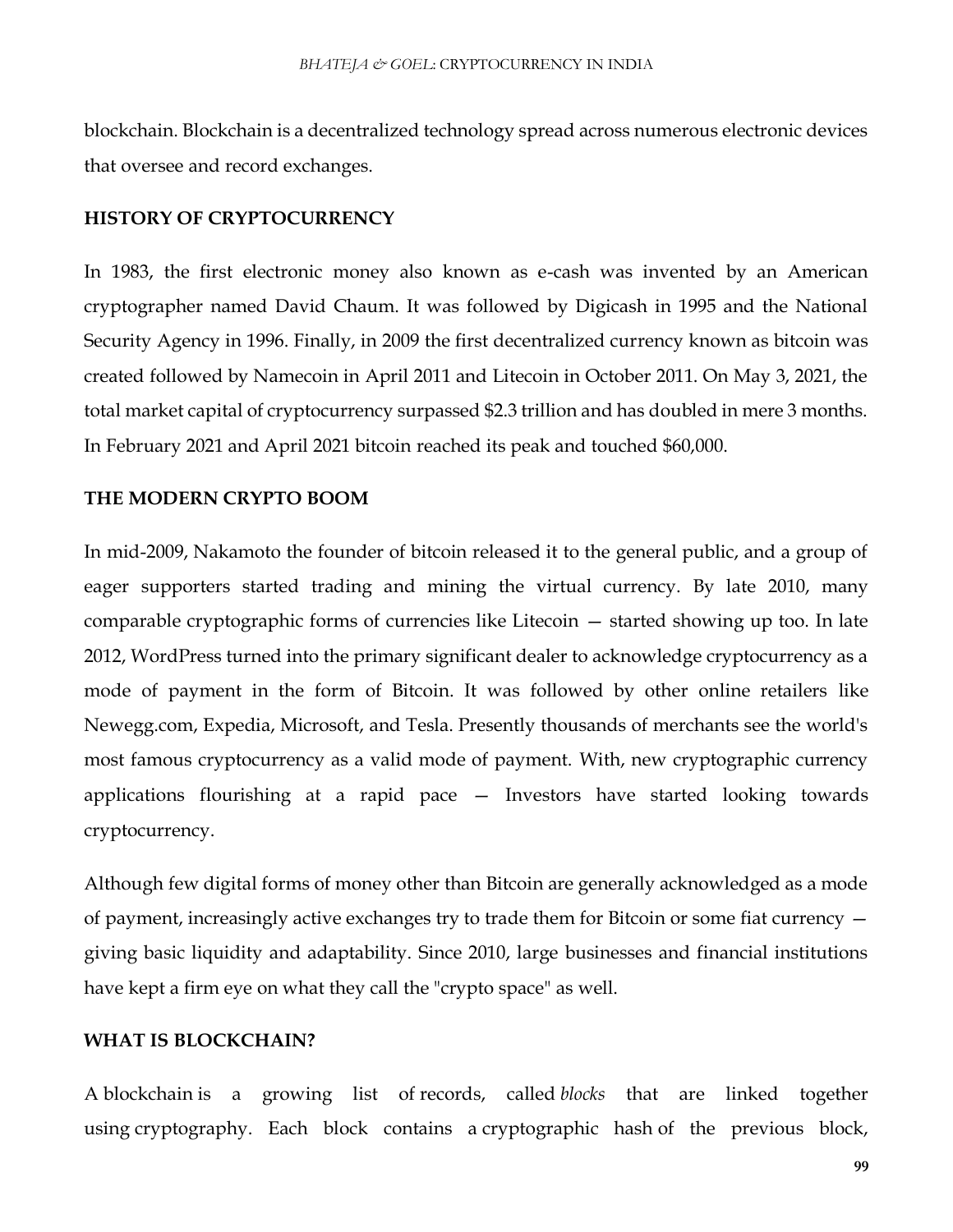blockchain. Blockchain is a decentralized technology spread across numerous electronic devices that oversee and record exchanges.

## HISTORY OF CRYPTOCURRENCY

In 1983, the first electronic money also known as e-cash was invented by an American cryptographer named David Chaum. It was followed by Digicash in 1995 and the National Security Agency in 1996. Finally, in 2009 the first decentralized currency known as bitcoin was created followed by Namecoin in April 2011 and Litecoin in October 2011. On May 3, 2021, the total market capital of cryptocurrency surpassed $2.3 trillion and has doubled in mere 3 months. In February 2021 and April 2021 bitcoin reached its peak and touched $60,000.

## THE MODERN CRYPTO BOOM

In mid-2009, Nakamoto the founder of bitcoin released it to the general public, and a group of eager supporters started trading and mining the virtual currency. By late 2010, many comparable cryptographic forms of currencies like Litecoin — started showing up too. In late 2012, WordPress turned into the primary significant dealer to acknowledge cryptocurrency as a mode of payment in the form of Bitcoin. It was followed by other online retailers like Newegg.com, Expedia, Microsoft, and Tesla. Presently thousands of merchants see the world's most famous cryptocurrency as a valid mode of payment. With, new cryptographic currency applications flourishing at a rapid pace — Investors have started looking towards cryptocurrency.

Although few digital forms of money other than Bitcoin are generally acknowledged as a mode of payment, increasingly active exchanges try to trade them for Bitcoin or some fiat currency — giving basic liquidity and adaptability. Since 2010, large businesses and financial institutions have kept a firm eye on what they call the "crypto space" as well.

## WHAT IS BLOCKCHAIN?

A blockchain is a growing list of records, called *blocks* that are linked together using cryptography. Each block contains a cryptographic hash of the previous block,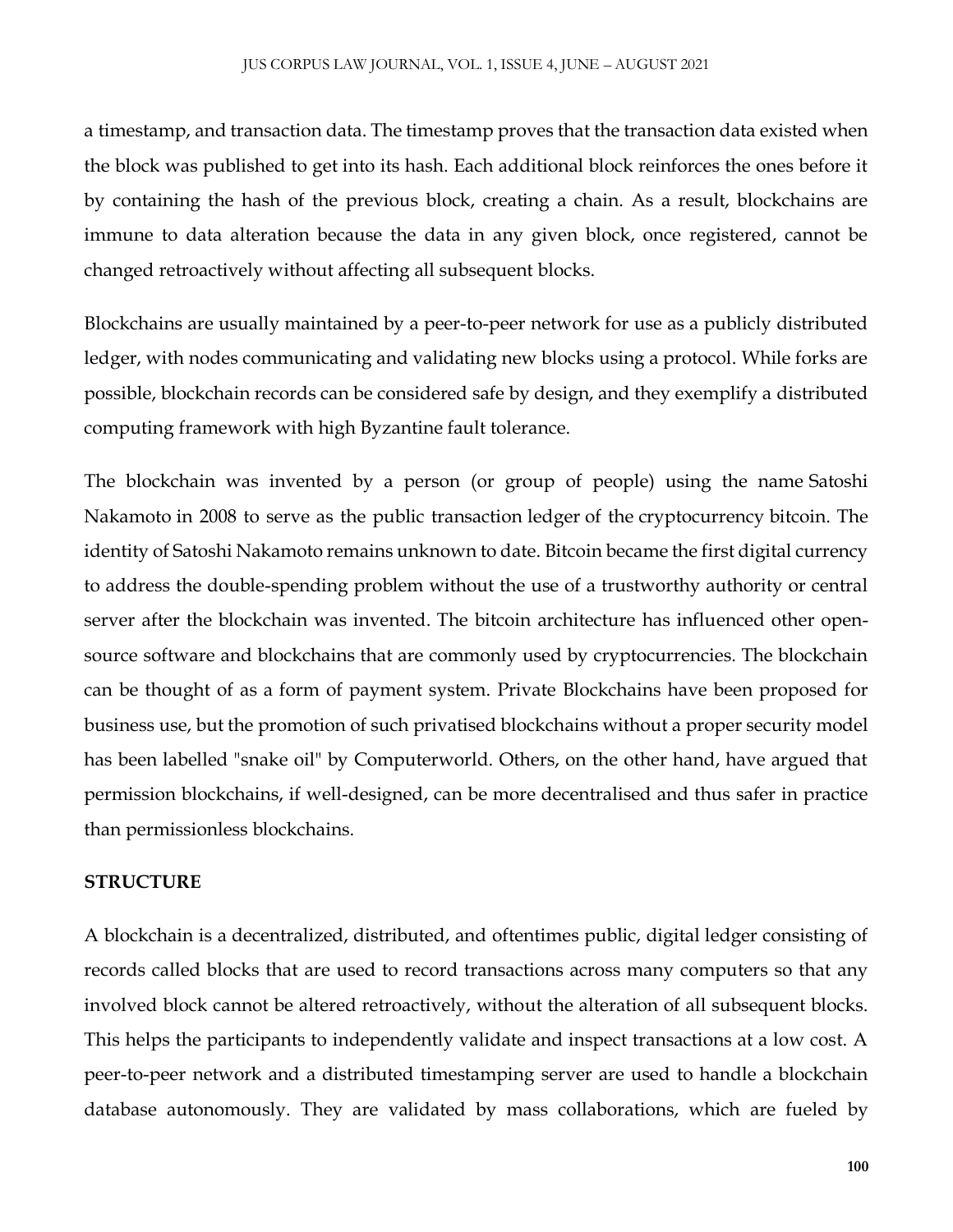a timestamp, and transaction data. The timestamp proves that the transaction data existed when the block was published to get into its hash. Each additional block reinforces the ones before it by containing the hash of the previous block, creating a chain. As a result, blockchains are immune to data alteration because the data in any given block, once registered, cannot be changed retroactively without affecting all subsequent blocks.

Blockchains are usually maintained by a peer-to-peer network for use as a publicly distributed ledger, with nodes communicating and validating new blocks using a protocol. While forks are possible, blockchain records can be considered safe by design, and they exemplify a distributed computing framework with high Byzantine fault tolerance.

The blockchain was invented by a person (or group of people) using the name Satoshi Nakamoto in 2008 to serve as the public transaction ledger of the cryptocurrency bitcoin. The identity of Satoshi Nakamoto remains unknown to date. Bitcoin became the first digital currency to address the double-spending problem without the use of a trustworthy authority or central server after the blockchain was invented. The bitcoin architecture has influenced other open-source software and blockchains that are commonly used by cryptocurrencies. The blockchain can be thought of as a form of payment system. Private Blockchains have been proposed for business use, but the promotion of such privatised blockchains without a proper security model has been labelled "snake oil" by Computerworld. Others, on the other hand, have argued that permission blockchains, if well-designed, can be more decentralised and thus safer in practice than permissionless blockchains.

**STRUCTURE**

A blockchain is a decentralized, distributed, and oftentimes public, digital ledger consisting of records called blocks that are used to record transactions across many computers so that any involved block cannot be altered retroactively, without the alteration of all subsequent blocks. This helps the participants to independently validate and inspect transactions at a low cost. A peer-to-peer network and a distributed timestamping server are used to handle a blockchain database autonomously. They are validated by mass collaborations, which are fueled by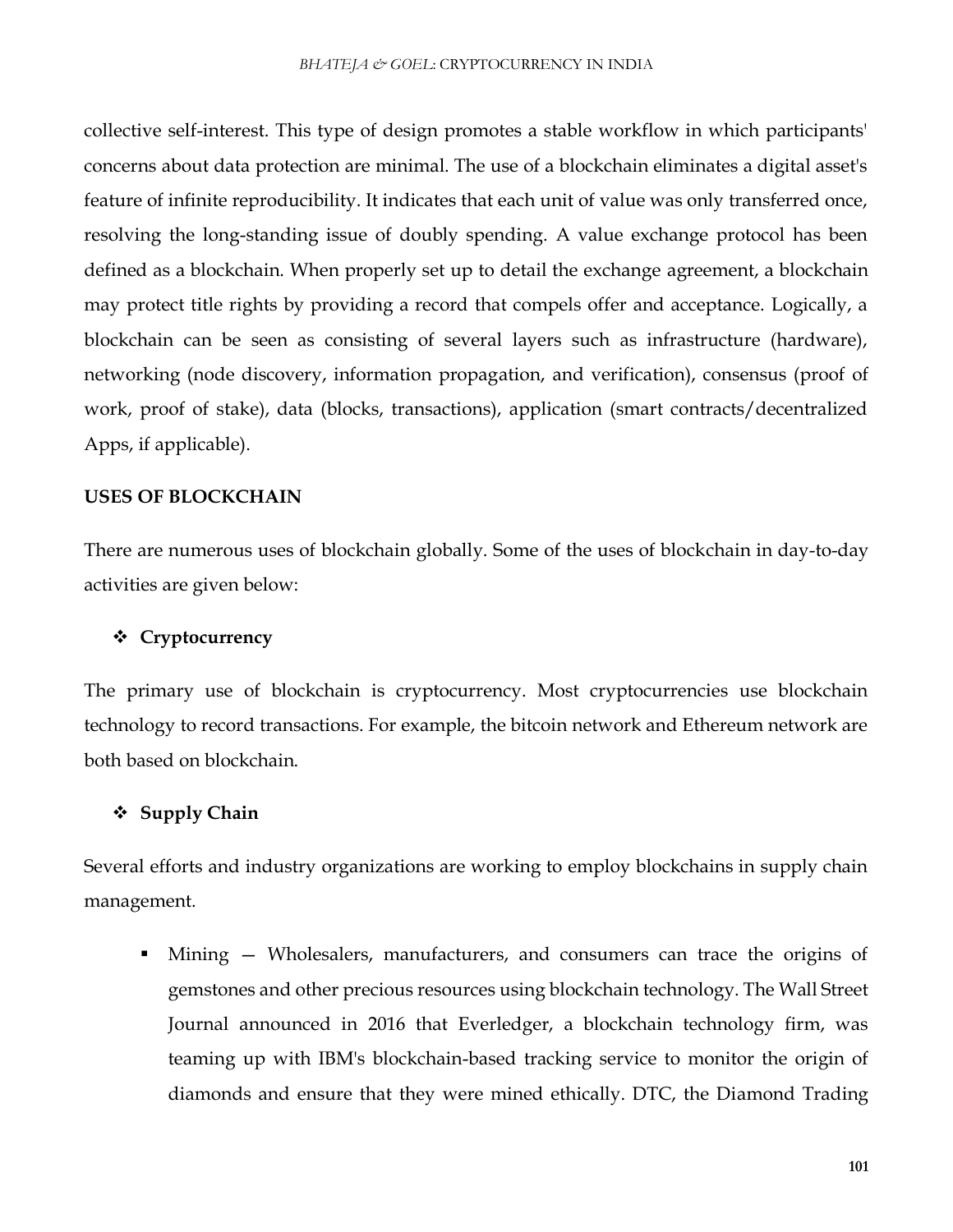collective self-interest. This type of design promotes a stable workflow in which participants' concerns about data protection are minimal. The use of a blockchain eliminates a digital asset's feature of infinite reproducibility. It indicates that each unit of value was only transferred once, resolving the long-standing issue of doubly spending. A value exchange protocol has been defined as a blockchain. When properly set up to detail the exchange agreement, a blockchain may protect title rights by providing a record that compels offer and acceptance. Logically, a blockchain can be seen as consisting of several layers such as infrastructure (hardware), networking (node discovery, information propagation, and verification), consensus (proof of work, proof of stake), data (blocks, transactions), application (smart contracts/decentralized Apps, if applicable).

## USES OF BLOCKCHAIN

There are numerous uses of blockchain globally. Some of the uses of blockchain in day-to-day activities are given below:

### ❖ Cryptocurrency

The primary use of blockchain is cryptocurrency. Most cryptocurrencies use blockchain technology to record transactions. For example, the bitcoin network and Ethereum network are both based on blockchain.

### ❖ Supply Chain

Several efforts and industry organizations are working to employ blockchains in supply chain management.

- Mining — Wholesalers, manufacturers, and consumers can trace the origins of gemstones and other precious resources using blockchain technology. The Wall Street Journal announced in 2016 that Everledger, a blockchain technology firm, was teaming up with IBM's blockchain-based tracking service to monitor the origin of diamonds and ensure that they were mined ethically. DTC, the Diamond Trading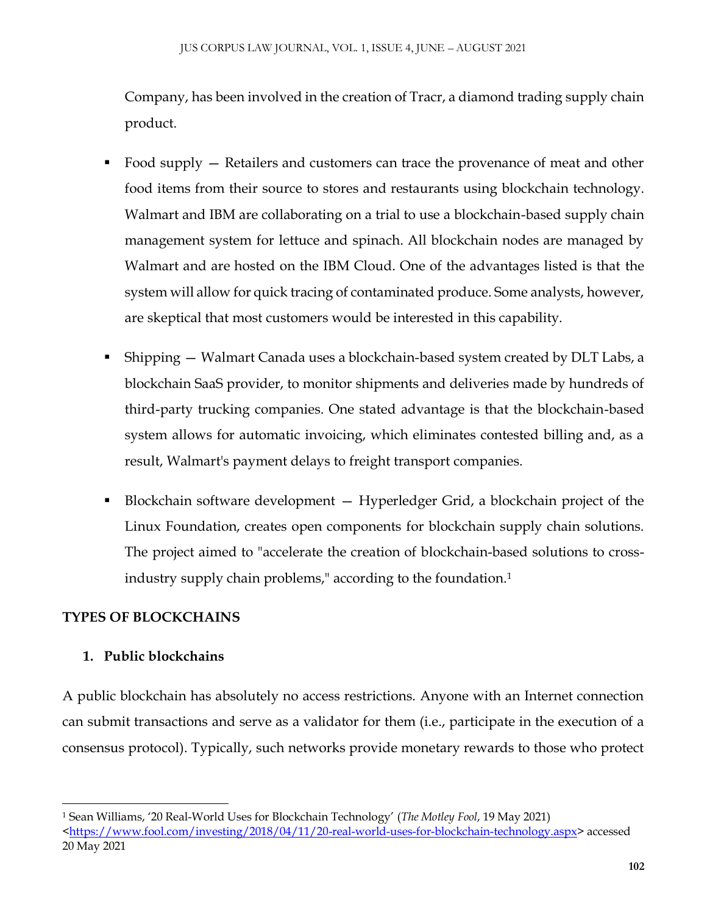Company, has been involved in the creation of Tracr, a diamond trading supply chain product.

- Food supply — Retailers and customers can trace the provenance of meat and other food items from their source to stores and restaurants using blockchain technology. Walmart and IBM are collaborating on a trial to use a blockchain-based supply chain management system for lettuce and spinach. All blockchain nodes are managed by Walmart and are hosted on the IBM Cloud. One of the advantages listed is that the system will allow for quick tracing of contaminated produce. Some analysts, however, are skeptical that most customers would be interested in this capability.
- Shipping — Walmart Canada uses a blockchain-based system created by DLT Labs, a blockchain SaaS provider, to monitor shipments and deliveries made by hundreds of third-party trucking companies. One stated advantage is that the blockchain-based system allows for automatic invoicing, which eliminates contested billing and, as a result, Walmart's payment delays to freight transport companies.
- Blockchain software development — Hyperledger Grid, a blockchain project of the Linux Foundation, creates open components for blockchain supply chain solutions. The project aimed to "accelerate the creation of blockchain-based solutions to cross-industry supply chain problems," according to the foundation.[1]

## TYPES OF BLOCKCHAINS

### 1. Public blockchains

A public blockchain has absolutely no access restrictions. Anyone with an Internet connection can submit transactions and serve as a validator for them (i.e., participate in the execution of a consensus protocol). Typically, such networks provide monetary rewards to those who protect

---

[1] Sean Williams, '20 Real-World Uses for Blockchain Technology' (*The Motley Fool*, 19 May 2021) <https://www.fool.com/investing/2018/04/11/20-real-world-uses-for-blockchain-technology.aspx> accessed 20 May 2021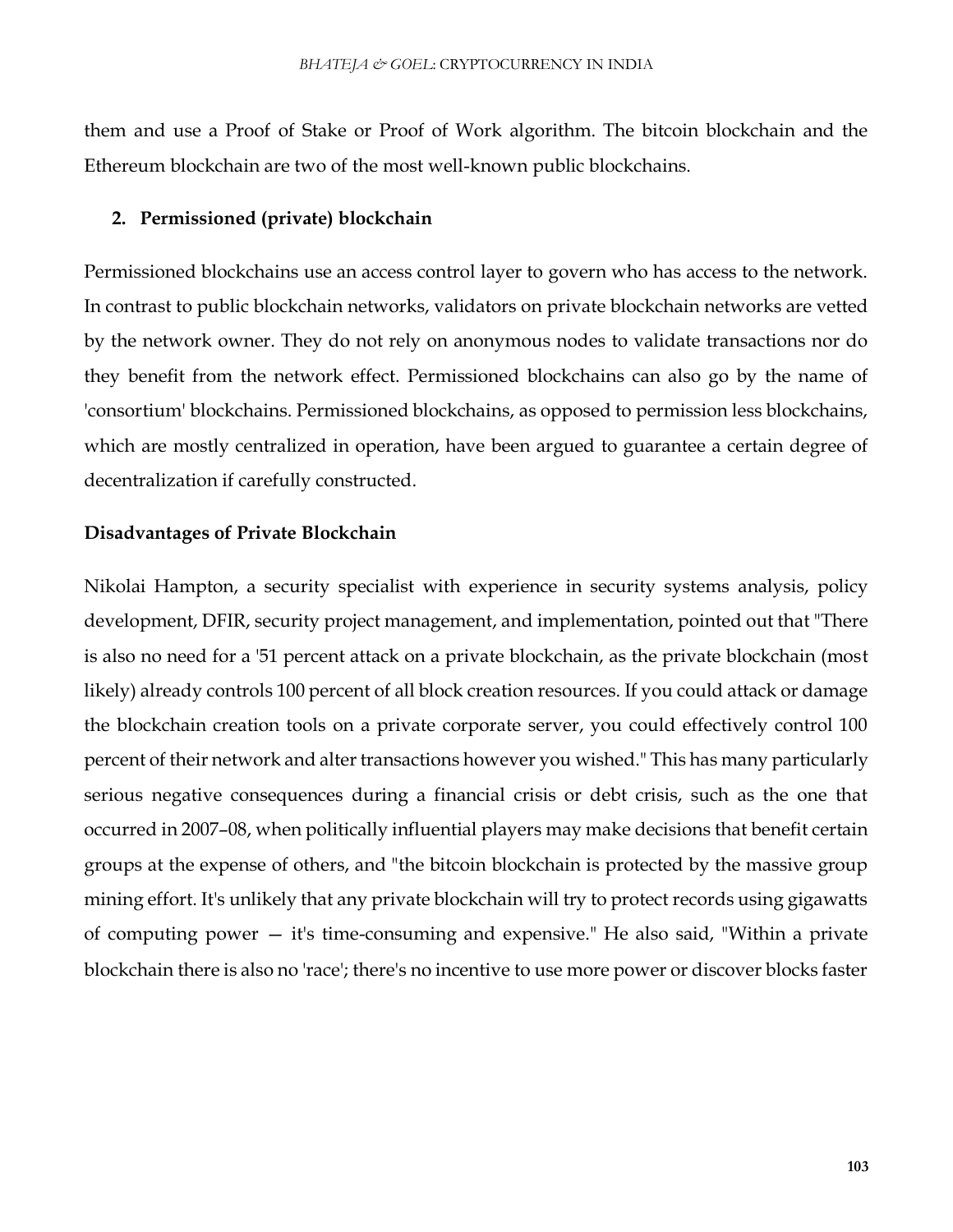them and use a Proof of Stake or Proof of Work algorithm. The bitcoin blockchain and the Ethereum blockchain are two of the most well-known public blockchains.

2. **Permissioned (private) blockchain**

Permissioned blockchains use an access control layer to govern who has access to the network. In contrast to public blockchain networks, validators on private blockchain networks are vetted by the network owner. They do not rely on anonymous nodes to validate transactions nor do they benefit from the network effect. Permissioned blockchains can also go by the name of 'consortium' blockchains. Permissioned blockchains, as opposed to permission less blockchains, which are mostly centralized in operation, have been argued to guarantee a certain degree of decentralization if carefully constructed.

**Disadvantages of Private Blockchain**

Nikolai Hampton, a security specialist with experience in security systems analysis, policy development, DFIR, security project management, and implementation, pointed out that "There is also no need for a '51 percent attack on a private blockchain, as the private blockchain (most likely) already controls 100 percent of all block creation resources. If you could attack or damage the blockchain creation tools on a private corporate server, you could effectively control 100 percent of their network and alter transactions however you wished." This has many particularly serious negative consequences during a financial crisis or debt crisis, such as the one that occurred in 2007–08, when politically influential players may make decisions that benefit certain groups at the expense of others, and "the bitcoin blockchain is protected by the massive group mining effort. It's unlikely that any private blockchain will try to protect records using gigawatts of computing power — it's time-consuming and expensive." He also said, "Within a private blockchain there is also no 'race'; there's no incentive to use more power or discover blocks faster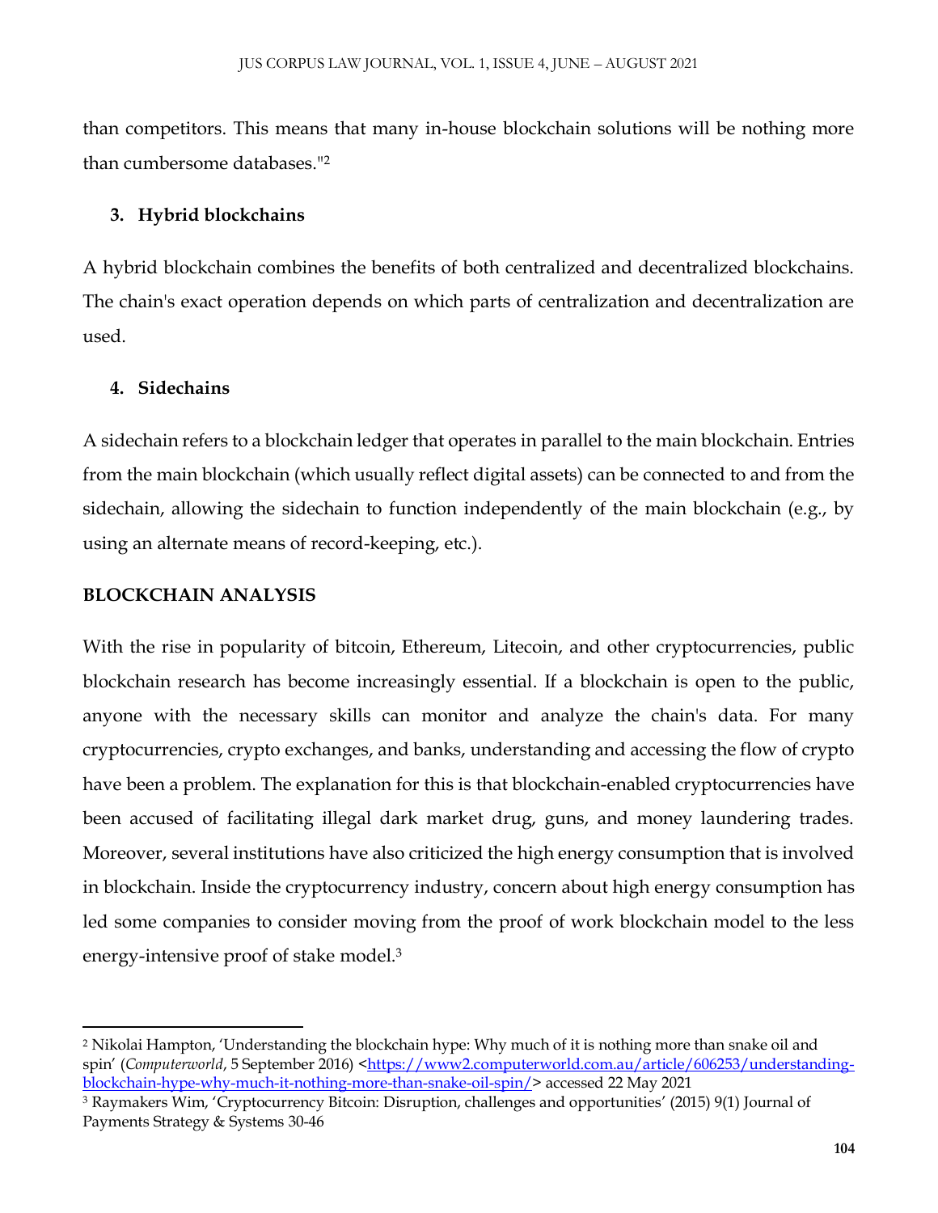than competitors. This means that many in-house blockchain solutions will be nothing more than cumbersome databases."[2]

3. **Hybrid blockchains**

A hybrid blockchain combines the benefits of both centralized and decentralized blockchains. The chain's exact operation depends on which parts of centralization and decentralization are used.

4. **Sidechains**

A sidechain refers to a blockchain ledger that operates in parallel to the main blockchain. Entries from the main blockchain (which usually reflect digital assets) can be connected to and from the sidechain, allowing the sidechain to function independently of the main blockchain (e.g., by using an alternate means of record-keeping, etc.).

**BLOCKCHAIN ANALYSIS**

With the rise in popularity of bitcoin, Ethereum, Litecoin, and other cryptocurrencies, public blockchain research has become increasingly essential. If a blockchain is open to the public, anyone with the necessary skills can monitor and analyze the chain's data. For many cryptocurrencies, crypto exchanges, and banks, understanding and accessing the flow of crypto have been a problem. The explanation for this is that blockchain-enabled cryptocurrencies have been accused of facilitating illegal dark market drug, guns, and money laundering trades. Moreover, several institutions have also criticized the high energy consumption that is involved in blockchain. Inside the cryptocurrency industry, concern about high energy consumption has led some companies to consider moving from the proof of work blockchain model to the less energy-intensive proof of stake model.[3]

---

[2] Nikolai Hampton, 'Understanding the blockchain hype: Why much of it is nothing more than snake oil and spin' (*Computerworld*, 5 September 2016) <https://www2.computerworld.com.au/article/606253/understanding-blockchain-hype-why-much-it-nothing-more-than-snake-oil-spin/> accessed 22 May 2021

[3] Raymakers Wim, 'Cryptocurrency Bitcoin: Disruption, challenges and opportunities' (2015) 9(1) Journal of Payments Strategy & Systems 30-46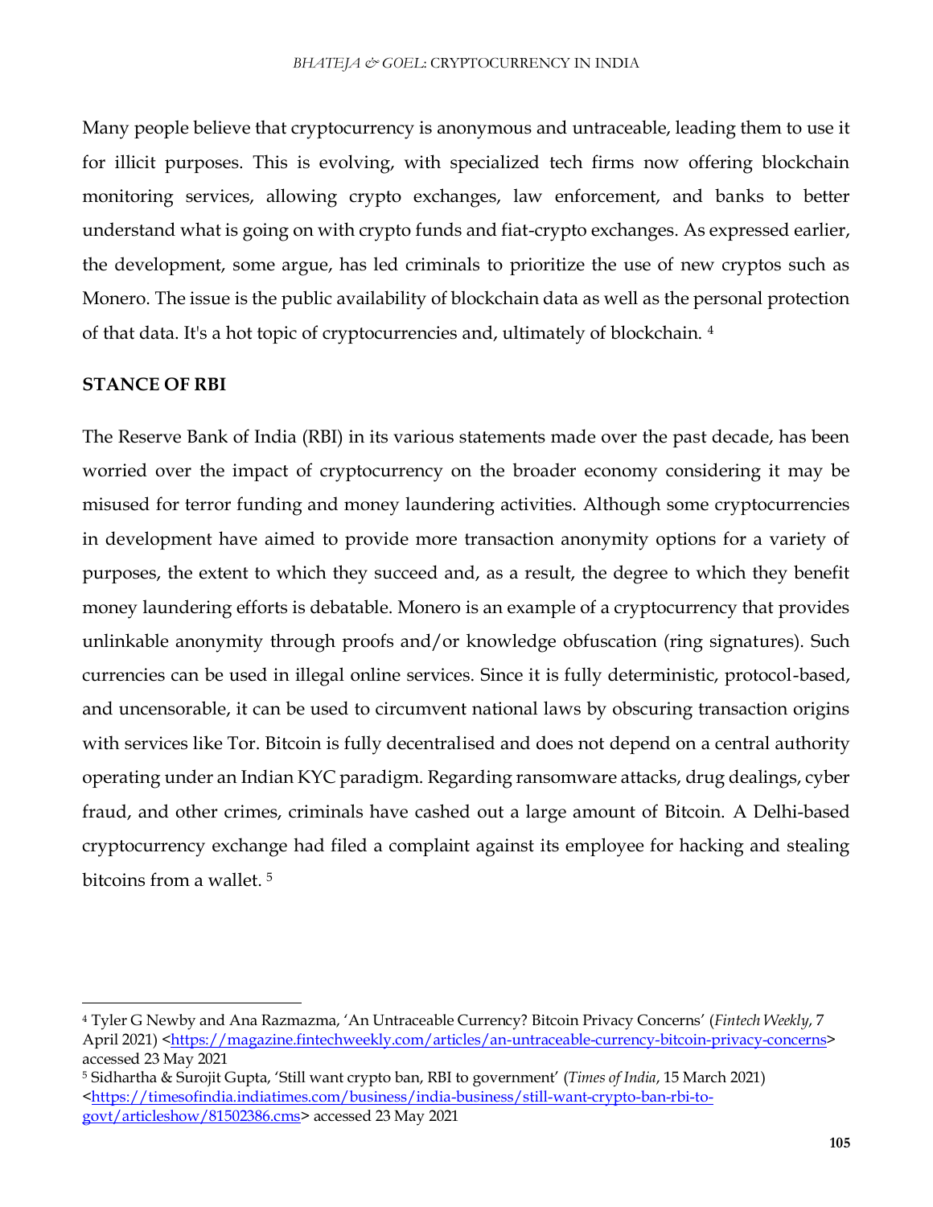Many people believe that cryptocurrency is anonymous and untraceable, leading them to use it for illicit purposes. This is evolving, with specialized tech firms now offering blockchain monitoring services, allowing crypto exchanges, law enforcement, and banks to better understand what is going on with crypto funds and fiat-crypto exchanges. As expressed earlier, the development, some argue, has led criminals to prioritize the use of new cryptos such as Monero. The issue is the public availability of blockchain data as well as the personal protection of that data. It's a hot topic of cryptocurrencies and, ultimately of blockchain. [4]

## STANCE OF RBI

The Reserve Bank of India (RBI) in its various statements made over the past decade, has been worried over the impact of cryptocurrency on the broader economy considering it may be misused for terror funding and money laundering activities. Although some cryptocurrencies in development have aimed to provide more transaction anonymity options for a variety of purposes, the extent to which they succeed and, as a result, the degree to which they benefit money laundering efforts is debatable. Monero is an example of a cryptocurrency that provides unlinkable anonymity through proofs and/or knowledge obfuscation (ring signatures). Such currencies can be used in illegal online services. Since it is fully deterministic, protocol-based, and uncensorable, it can be used to circumvent national laws by obscuring transaction origins with services like Tor. Bitcoin is fully decentralised and does not depend on a central authority operating under an Indian KYC paradigm. Regarding ransomware attacks, drug dealings, cyber fraud, and other crimes, criminals have cashed out a large amount of Bitcoin. A Delhi-based cryptocurrency exchange had filed a complaint against its employee for hacking and stealing bitcoins from a wallet. [5]

---

[4] Tyler G Newby and Ana Razmazma, 'An Untraceable Currency? Bitcoin Privacy Concerns' (*Fintech Weekly*, 7 April 2021) <https://magazine.fintechweekly.com/articles/an-untraceable-currency-bitcoin-privacy-concerns> accessed 23 May 2021

[5] Sidhartha & Surojit Gupta, 'Still want crypto ban, RBI to government' (*Times of India*, 15 March 2021) <https://timesofindia.indiatimes.com/business/india-business/still-want-crypto-ban-rbi-to-govt/articleshow/81502386.cms> accessed 23 May 2021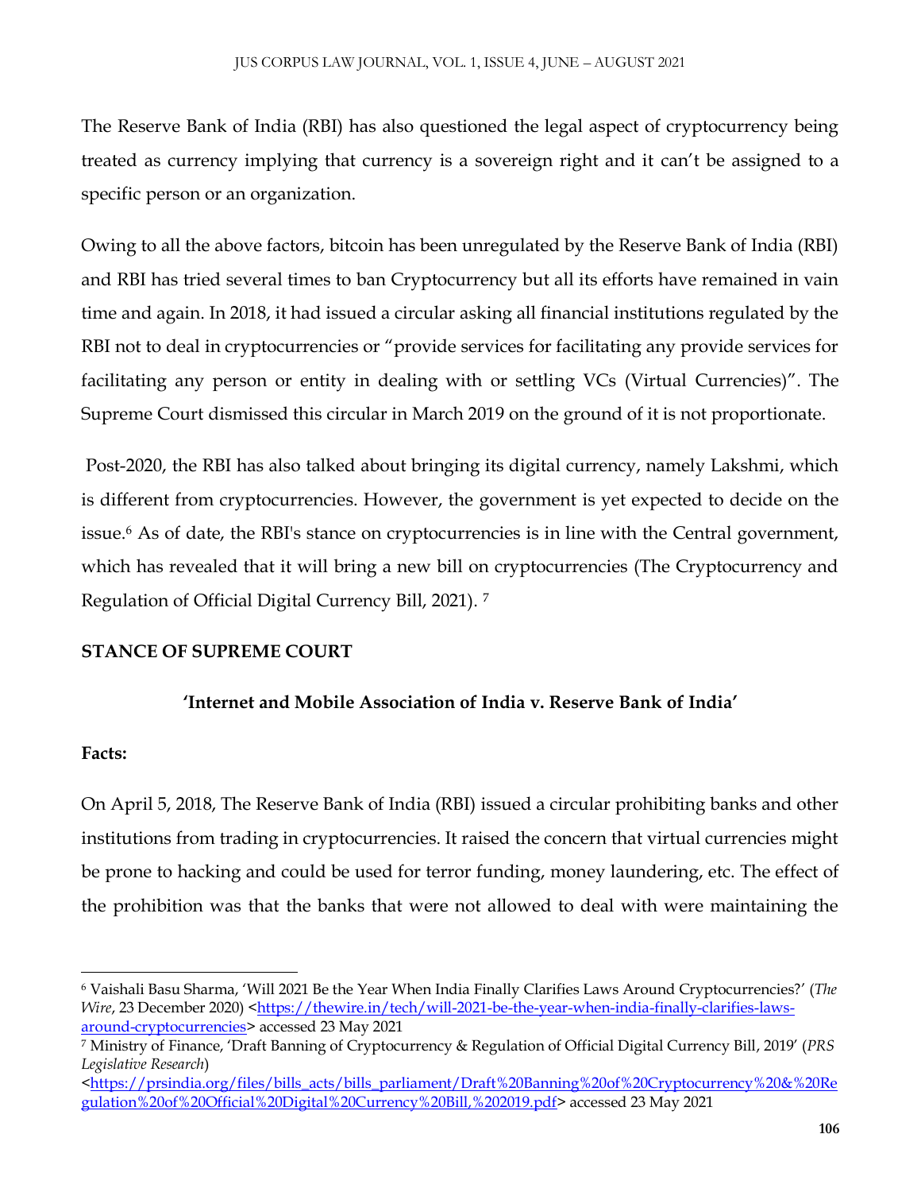The Reserve Bank of India (RBI) has also questioned the legal aspect of cryptocurrency being treated as currency implying that currency is a sovereign right and it can't be assigned to a specific person or an organization.

Owing to all the above factors, bitcoin has been unregulated by the Reserve Bank of India (RBI) and RBI has tried several times to ban Cryptocurrency but all its efforts have remained in vain time and again. In 2018, it had issued a circular asking all financial institutions regulated by the RBI not to deal in cryptocurrencies or "provide services for facilitating any provide services for facilitating any person or entity in dealing with or settling VCs (Virtual Currencies)". The Supreme Court dismissed this circular in March 2019 on the ground of it is not proportionate.

Post-2020, the RBI has also talked about bringing its digital currency, namely Lakshmi, which is different from cryptocurrencies. However, the government is yet expected to decide on the issue.[6] As of date, the RBI's stance on cryptocurrencies is in line with the Central government, which has revealed that it will bring a new bill on cryptocurrencies (The Cryptocurrency and Regulation of Official Digital Currency Bill, 2021).[7]

**STANCE OF SUPREME COURT**

**'Internet and Mobile Association of India v. Reserve Bank of India'**

**Facts:**

On April 5, 2018, The Reserve Bank of India (RBI) issued a circular prohibiting banks and other institutions from trading in cryptocurrencies. It raised the concern that virtual currencies might be prone to hacking and could be used for terror funding, money laundering, etc. The effect of the prohibition was that the banks that were not allowed to deal with were maintaining the

---

[6] Vaishali Basu Sharma, 'Will 2021 Be the Year When India Finally Clarifies Laws Around Cryptocurrencies?' (*The Wire*, 23 December 2020) <https://thewire.in/tech/will-2021-be-the-year-when-india-finally-clarifies-laws-around-cryptocurrencies> accessed 23 May 2021

[7] Ministry of Finance, 'Draft Banning of Cryptocurrency & Regulation of Official Digital Currency Bill, 2019' (*PRS Legislative Research*) <https://prsindia.org/files/bills_acts/bills_parliament/Draft%20Banning%20of%20Cryptocurrency%20&%20Regulation%20of%20Official%20Digital%20Currency%20Bill,%202019.pdf> accessed 23 May 2021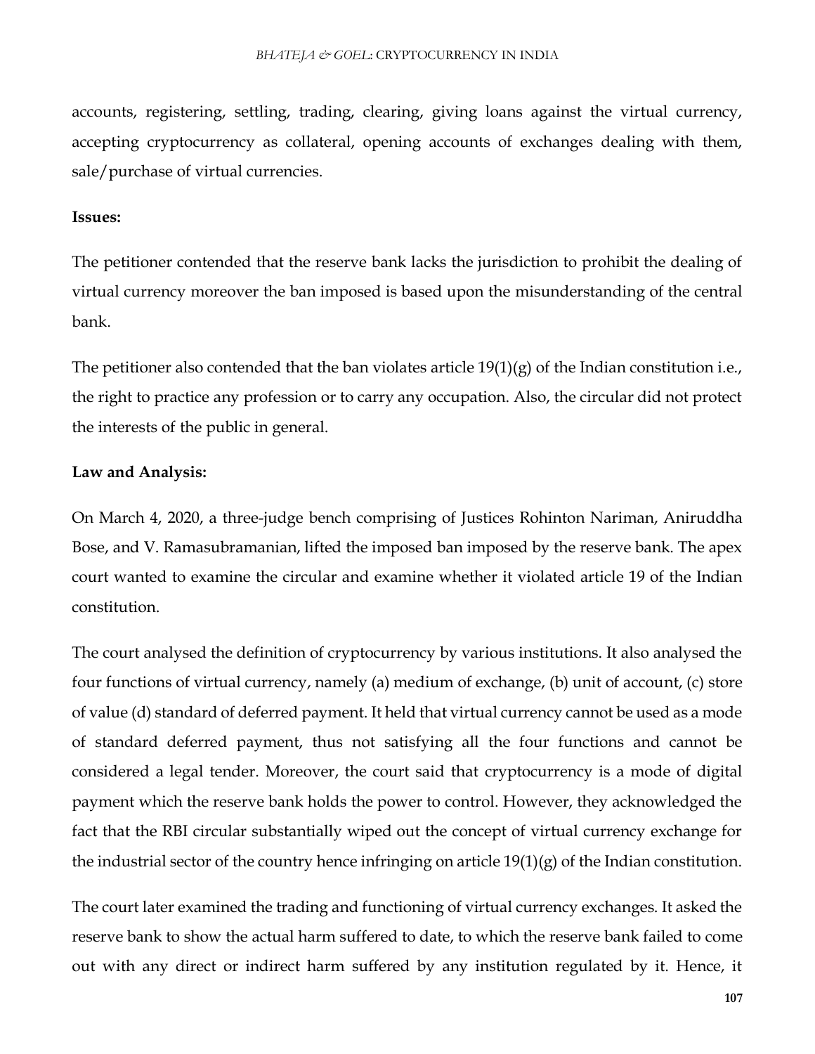accounts, registering, settling, trading, clearing, giving loans against the virtual currency, accepting cryptocurrency as collateral, opening accounts of exchanges dealing with them, sale/purchase of virtual currencies.

**Issues:**

The petitioner contended that the reserve bank lacks the jurisdiction to prohibit the dealing of virtual currency moreover the ban imposed is based upon the misunderstanding of the central bank.

The petitioner also contended that the ban violates article 19(1)(g) of the Indian constitution i.e., the right to practice any profession or to carry any occupation. Also, the circular did not protect the interests of the public in general.

**Law and Analysis:**

On March 4, 2020, a three-judge bench comprising of Justices Rohinton Nariman, Aniruddha Bose, and V. Ramasubramanian, lifted the imposed ban imposed by the reserve bank. The apex court wanted to examine the circular and examine whether it violated article 19 of the Indian constitution.

The court analysed the definition of cryptocurrency by various institutions. It also analysed the four functions of virtual currency, namely (a) medium of exchange, (b) unit of account, (c) store of value (d) standard of deferred payment. It held that virtual currency cannot be used as a mode of standard deferred payment, thus not satisfying all the four functions and cannot be considered a legal tender. Moreover, the court said that cryptocurrency is a mode of digital payment which the reserve bank holds the power to control. However, they acknowledged the fact that the RBI circular substantially wiped out the concept of virtual currency exchange for the industrial sector of the country hence infringing on article 19(1)(g) of the Indian constitution.

The court later examined the trading and functioning of virtual currency exchanges. It asked the reserve bank to show the actual harm suffered to date, to which the reserve bank failed to come out with any direct or indirect harm suffered by any institution regulated by it. Hence, it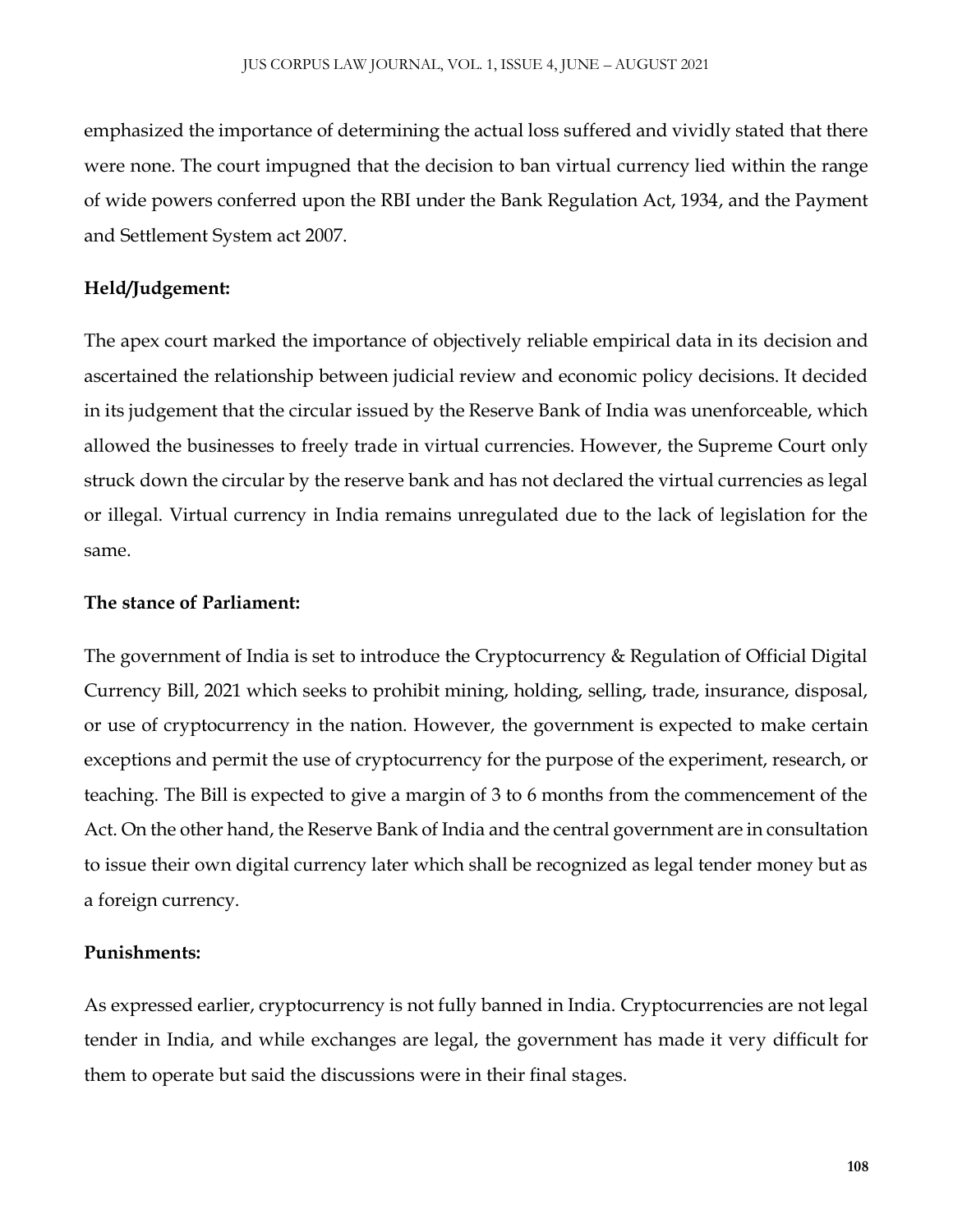emphasized the importance of determining the actual loss suffered and vividly stated that there were none. The court impugned that the decision to ban virtual currency lied within the range of wide powers conferred upon the RBI under the Bank Regulation Act, 1934, and the Payment and Settlement System act 2007.

**Held/Judgement:**

The apex court marked the importance of objectively reliable empirical data in its decision and ascertained the relationship between judicial review and economic policy decisions. It decided in its judgement that the circular issued by the Reserve Bank of India was unenforceable, which allowed the businesses to freely trade in virtual currencies. However, the Supreme Court only struck down the circular by the reserve bank and has not declared the virtual currencies as legal or illegal. Virtual currency in India remains unregulated due to the lack of legislation for the same.

**The stance of Parliament:**

The government of India is set to introduce the Cryptocurrency & Regulation of Official Digital Currency Bill, 2021 which seeks to prohibit mining, holding, selling, trade, insurance, disposal, or use of cryptocurrency in the nation. However, the government is expected to make certain exceptions and permit the use of cryptocurrency for the purpose of the experiment, research, or teaching. The Bill is expected to give a margin of 3 to 6 months from the commencement of the Act. On the other hand, the Reserve Bank of India and the central government are in consultation to issue their own digital currency later which shall be recognized as legal tender money but as a foreign currency.

**Punishments:**

As expressed earlier, cryptocurrency is not fully banned in India. Cryptocurrencies are not legal tender in India, and while exchanges are legal, the government has made it very difficult for them to operate but said the discussions were in their final stages.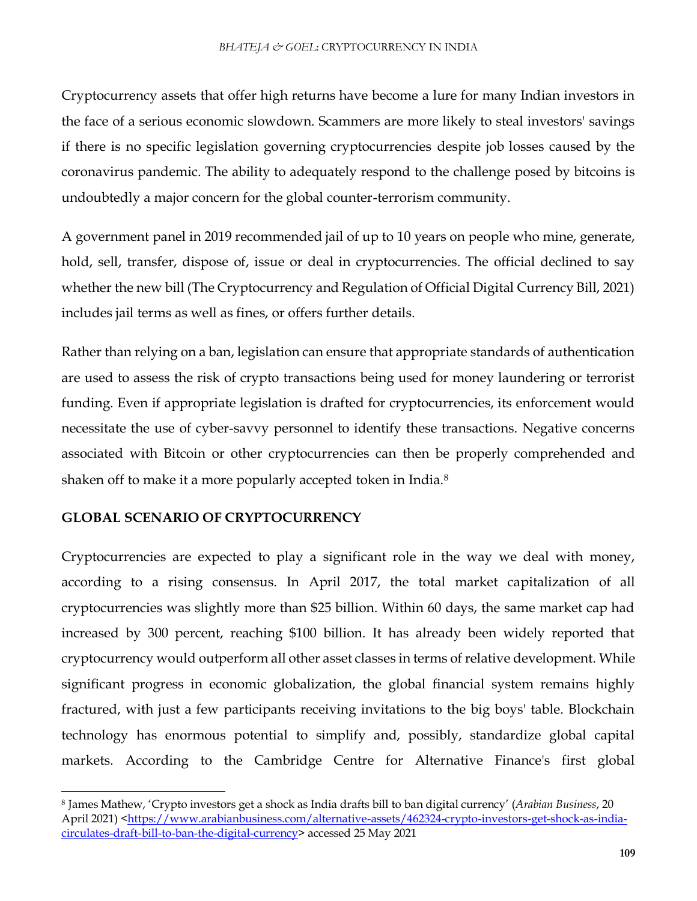Cryptocurrency assets that offer high returns have become a lure for many Indian investors in the face of a serious economic slowdown. Scammers are more likely to steal investors' savings if there is no specific legislation governing cryptocurrencies despite job losses caused by the coronavirus pandemic. The ability to adequately respond to the challenge posed by bitcoins is undoubtedly a major concern for the global counter-terrorism community.

A government panel in 2019 recommended jail of up to 10 years on people who mine, generate, hold, sell, transfer, dispose of, issue or deal in cryptocurrencies. The official declined to say whether the new bill (The Cryptocurrency and Regulation of Official Digital Currency Bill, 2021) includes jail terms as well as fines, or offers further details.

Rather than relying on a ban, legislation can ensure that appropriate standards of authentication are used to assess the risk of crypto transactions being used for money laundering or terrorist funding. Even if appropriate legislation is drafted for cryptocurrencies, its enforcement would necessitate the use of cyber-savvy personnel to identify these transactions. Negative concerns associated with Bitcoin or other cryptocurrencies can then be properly comprehended and shaken off to make it a more popularly accepted token in India.[8]

## GLOBAL SCENARIO OF CRYPTOCURRENCY

Cryptocurrencies are expected to play a significant role in the way we deal with money, according to a rising consensus. In April 2017, the total market capitalization of all cryptocurrencies was slightly more than $25 billion. Within 60 days, the same market cap had increased by 300 percent, reaching $100 billion. It has already been widely reported that cryptocurrency would outperform all other asset classes in terms of relative development. While significant progress in economic globalization, the global financial system remains highly fractured, with just a few participants receiving invitations to the big boys' table. Blockchain technology has enormous potential to simplify and, possibly, standardize global capital markets. According to the Cambridge Centre for Alternative Finance's first global

---

[8] James Mathew, 'Crypto investors get a shock as India drafts bill to ban digital currency' (*Arabian Business*, 20 April 2021) <https://www.arabianbusiness.com/alternative-assets/462324-crypto-investors-get-shock-as-india-circulates-draft-bill-to-ban-the-digital-currency> accessed 25 May 2021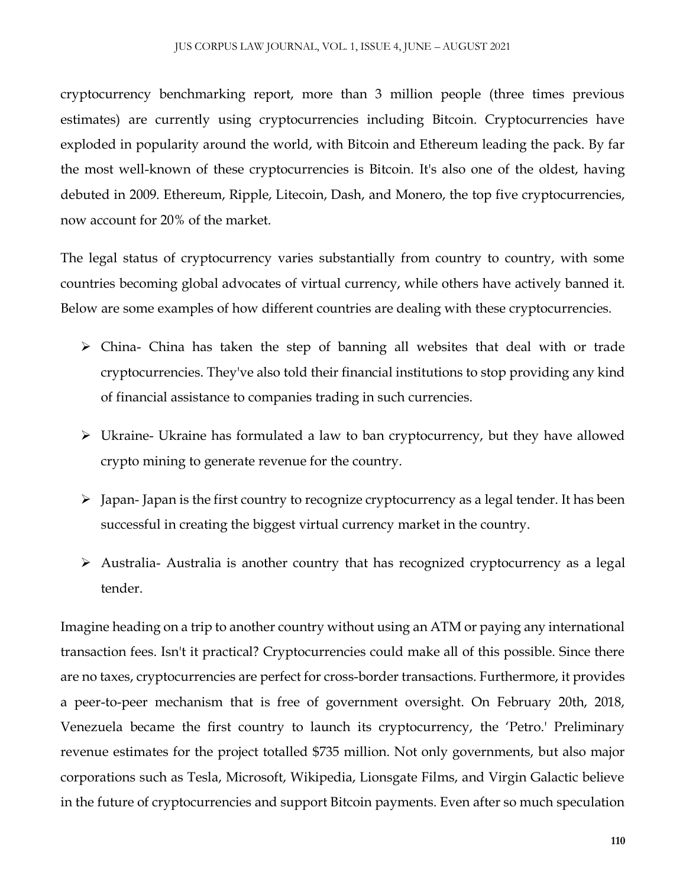cryptocurrency benchmarking report, more than 3 million people (three times previous estimates) are currently using cryptocurrencies including Bitcoin. Cryptocurrencies have exploded in popularity around the world, with Bitcoin and Ethereum leading the pack. By far the most well-known of these cryptocurrencies is Bitcoin. It's also one of the oldest, having debuted in 2009. Ethereum, Ripple, Litecoin, Dash, and Monero, the top five cryptocurrencies, now account for 20% of the market.

The legal status of cryptocurrency varies substantially from country to country, with some countries becoming global advocates of virtual currency, while others have actively banned it. Below are some examples of how different countries are dealing with these cryptocurrencies.

- China- China has taken the step of banning all websites that deal with or trade cryptocurrencies. They've also told their financial institutions to stop providing any kind of financial assistance to companies trading in such currencies.
- Ukraine- Ukraine has formulated a law to ban cryptocurrency, but they have allowed crypto mining to generate revenue for the country.
- Japan- Japan is the first country to recognize cryptocurrency as a legal tender. It has been successful in creating the biggest virtual currency market in the country.
- Australia- Australia is another country that has recognized cryptocurrency as a legal tender.

Imagine heading on a trip to another country without using an ATM or paying any international transaction fees. Isn't it practical? Cryptocurrencies could make all of this possible. Since there are no taxes, cryptocurrencies are perfect for cross-border transactions. Furthermore, it provides a peer-to-peer mechanism that is free of government oversight. On February 20th, 2018, Venezuela became the first country to launch its cryptocurrency, the 'Petro.' Preliminary revenue estimates for the project totalled $735 million. Not only governments, but also major corporations such as Tesla, Microsoft, Wikipedia, Lionsgate Films, and Virgin Galactic believe in the future of cryptocurrencies and support Bitcoin payments. Even after so much speculation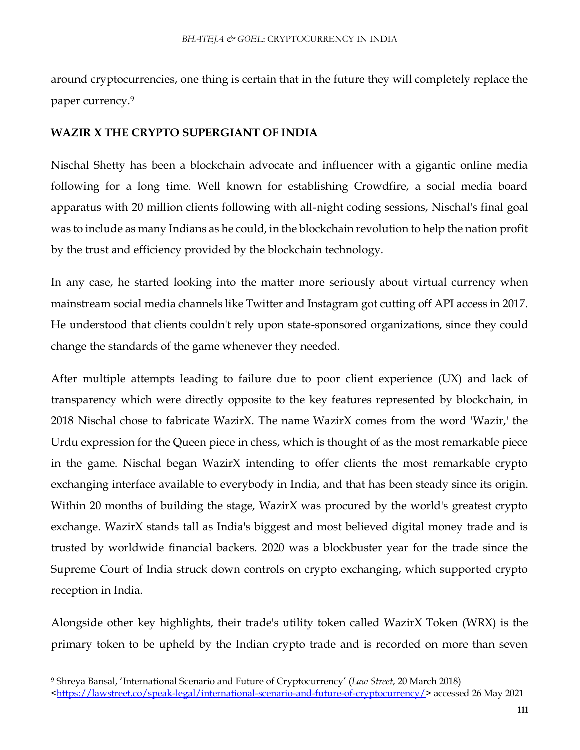around cryptocurrencies, one thing is certain that in the future they will completely replace the paper currency.[9]

**WAZIR X THE CRYPTO SUPERGIANT OF INDIA**

Nischal Shetty has been a blockchain advocate and influencer with a gigantic online media following for a long time. Well known for establishing Crowdfire, a social media board apparatus with 20 million clients following with all-night coding sessions, Nischal's final goal was to include as many Indians as he could, in the blockchain revolution to help the nation profit by the trust and efficiency provided by the blockchain technology.

In any case, he started looking into the matter more seriously about virtual currency when mainstream social media channels like Twitter and Instagram got cutting off API access in 2017. He understood that clients couldn't rely upon state-sponsored organizations, since they could change the standards of the game whenever they needed.

After multiple attempts leading to failure due to poor client experience (UX) and lack of transparency which were directly opposite to the key features represented by blockchain, in 2018 Nischal chose to fabricate WazirX. The name WazirX comes from the word 'Wazir,' the Urdu expression for the Queen piece in chess, which is thought of as the most remarkable piece in the game. Nischal began WazirX intending to offer clients the most remarkable crypto exchanging interface available to everybody in India, and that has been steady since its origin. Within 20 months of building the stage, WazirX was procured by the world's greatest crypto exchange. WazirX stands tall as India's biggest and most believed digital money trade and is trusted by worldwide financial backers. 2020 was a blockbuster year for the trade since the Supreme Court of India struck down controls on crypto exchanging, which supported crypto reception in India.

Alongside other key highlights, their trade's utility token called WazirX Token (WRX) is the primary token to be upheld by the Indian crypto trade and is recorded on more than seven

---

[9] Shreya Bansal, 'International Scenario and Future of Cryptocurrency' (*Law Street*, 20 March 2018) <https://lawstreet.co/speak-legal/international-scenario-and-future-of-cryptocurrency/> accessed 26 May 2021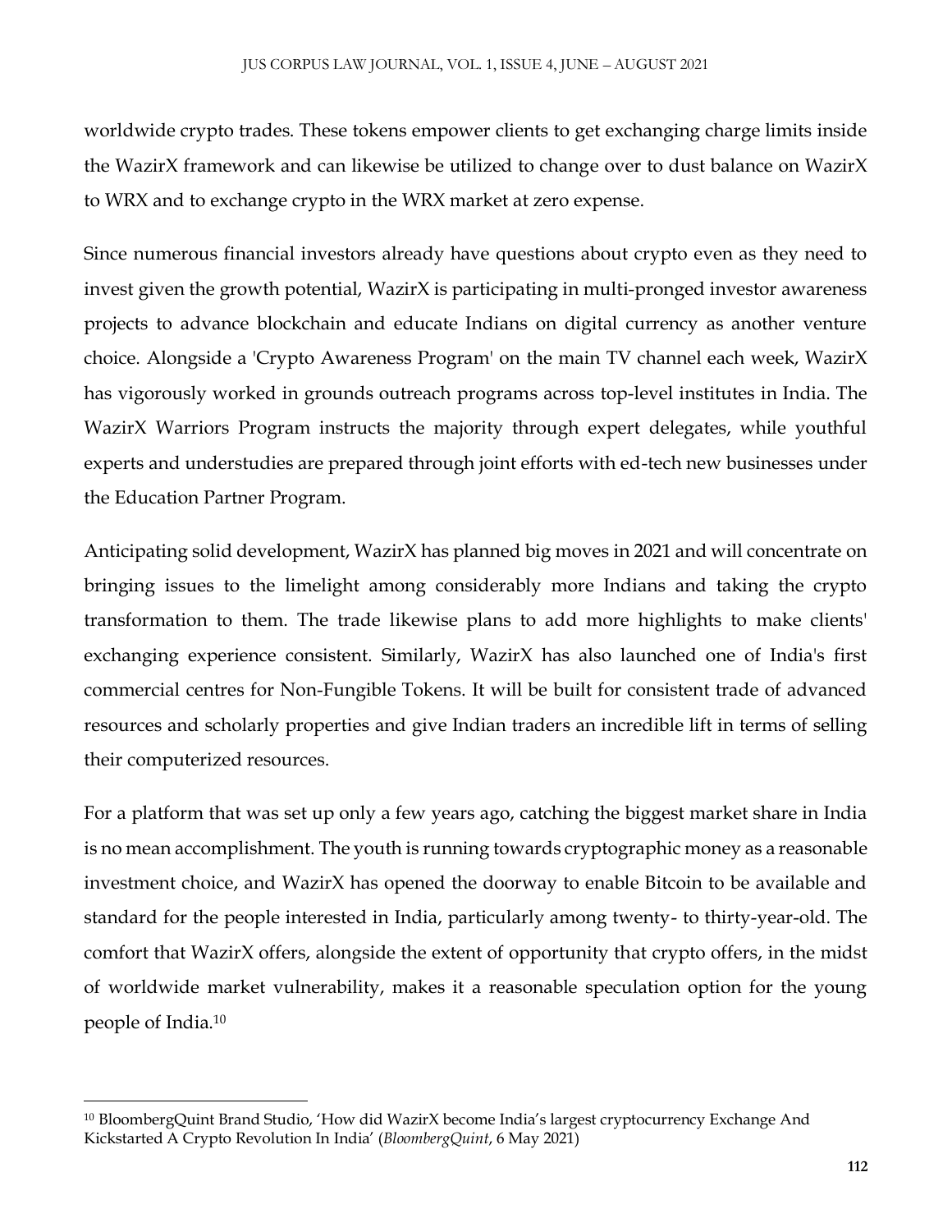worldwide crypto trades. These tokens empower clients to get exchanging charge limits inside the WazirX framework and can likewise be utilized to change over to dust balance on WazirX to WRX and to exchange crypto in the WRX market at zero expense.

Since numerous financial investors already have questions about crypto even as they need to invest given the growth potential, WazirX is participating in multi-pronged investor awareness projects to advance blockchain and educate Indians on digital currency as another venture choice. Alongside a 'Crypto Awareness Program' on the main TV channel each week, WazirX has vigorously worked in grounds outreach programs across top-level institutes in India. The WazirX Warriors Program instructs the majority through expert delegates, while youthful experts and understudies are prepared through joint efforts with ed-tech new businesses under the Education Partner Program.

Anticipating solid development, WazirX has planned big moves in 2021 and will concentrate on bringing issues to the limelight among considerably more Indians and taking the crypto transformation to them. The trade likewise plans to add more highlights to make clients' exchanging experience consistent. Similarly, WazirX has also launched one of India's first commercial centres for Non-Fungible Tokens. It will be built for consistent trade of advanced resources and scholarly properties and give Indian traders an incredible lift in terms of selling their computerized resources.

For a platform that was set up only a few years ago, catching the biggest market share in India is no mean accomplishment. The youth is running towards cryptographic money as a reasonable investment choice, and WazirX has opened the doorway to enable Bitcoin to be available and standard for the people interested in India, particularly among twenty- to thirty-year-old. The comfort that WazirX offers, alongside the extent of opportunity that crypto offers, in the midst of worldwide market vulnerability, makes it a reasonable speculation option for the young people of India.[10]

---

[10] BloombergQuint Brand Studio, 'How did WazirX become India's largest cryptocurrency Exchange And Kickstarted A Crypto Revolution In India' (*BloombergQuint*, 6 May 2021)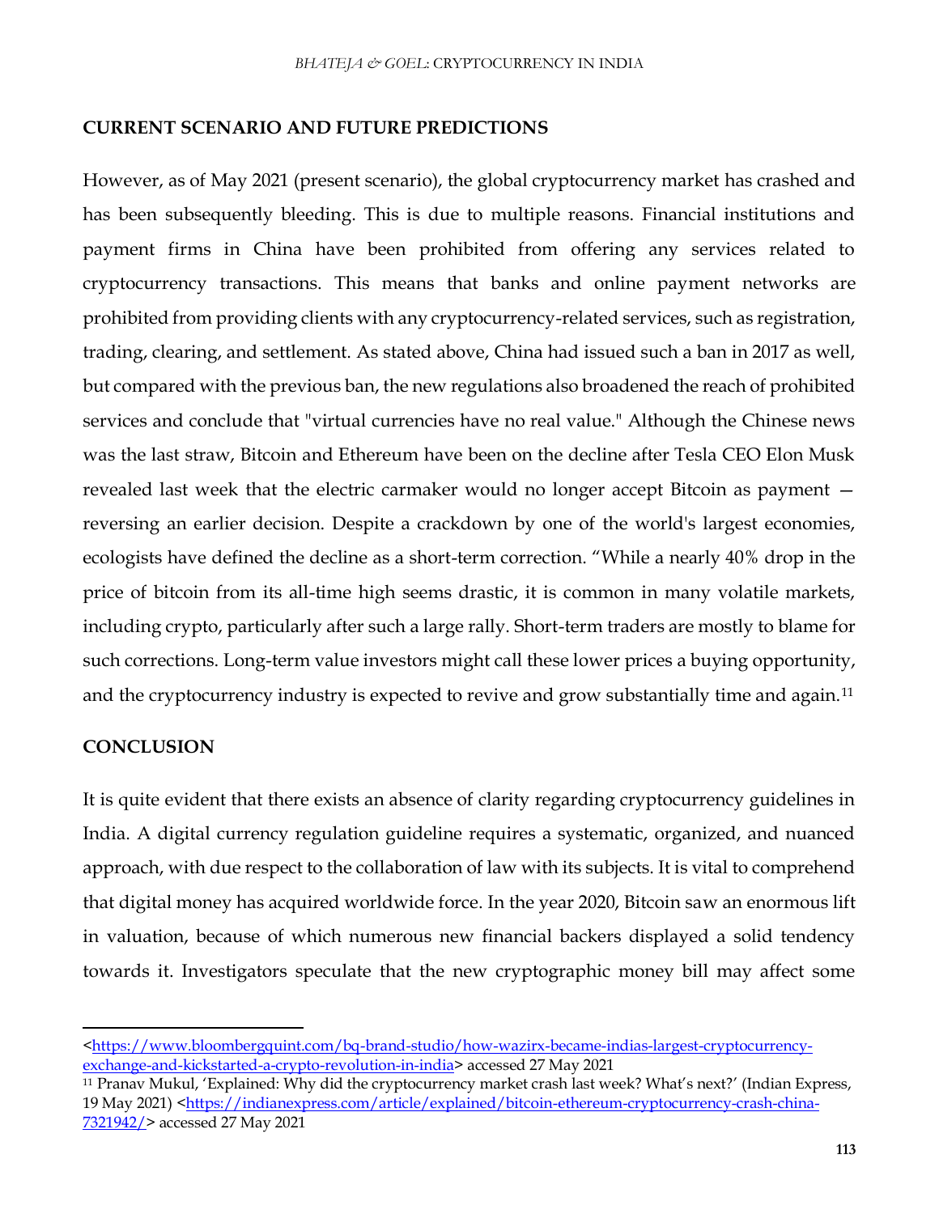## CURRENT SCENARIO AND FUTURE PREDICTIONS

However, as of May 2021 (present scenario), the global cryptocurrency market has crashed and has been subsequently bleeding. This is due to multiple reasons. Financial institutions and payment firms in China have been prohibited from offering any services related to cryptocurrency transactions. This means that banks and online payment networks are prohibited from providing clients with any cryptocurrency-related services, such as registration, trading, clearing, and settlement. As stated above, China had issued such a ban in 2017 as well, but compared with the previous ban, the new regulations also broadened the reach of prohibited services and conclude that "virtual currencies have no real value." Although the Chinese news was the last straw, Bitcoin and Ethereum have been on the decline after Tesla CEO Elon Musk revealed last week that the electric carmaker would no longer accept Bitcoin as payment — reversing an earlier decision. Despite a crackdown by one of the world's largest economies, ecologists have defined the decline as a short-term correction. "While a nearly 40% drop in the price of bitcoin from its all-time high seems drastic, it is common in many volatile markets, including crypto, particularly after such a large rally. Short-term traders are mostly to blame for such corrections. Long-term value investors might call these lower prices a buying opportunity, and the cryptocurrency industry is expected to revive and grow substantially time and again.[11]

## CONCLUSION

It is quite evident that there exists an absence of clarity regarding cryptocurrency guidelines in India. A digital currency regulation guideline requires a systematic, organized, and nuanced approach, with due respect to the collaboration of law with its subjects. It is vital to comprehend that digital money has acquired worldwide force. In the year 2020, Bitcoin saw an enormous lift in valuation, because of which numerous new financial backers displayed a solid tendency towards it. Investigators speculate that the new cryptographic money bill may affect some

---

<https://www.bloombergquint.com/bq-brand-studio/how-wazirx-became-indias-largest-cryptocurrency-exchange-and-kickstarted-a-crypto-revolution-in-india> accessed 27 May 2021

[11] Pranav Mukul, 'Explained: Why did the cryptocurrency market crash last week? What's next?' (Indian Express, 19 May 2021) <https://indianexpress.com/article/explained/bitcoin-ethereum-cryptocurrency-crash-china-7321942/> accessed 27 May 2021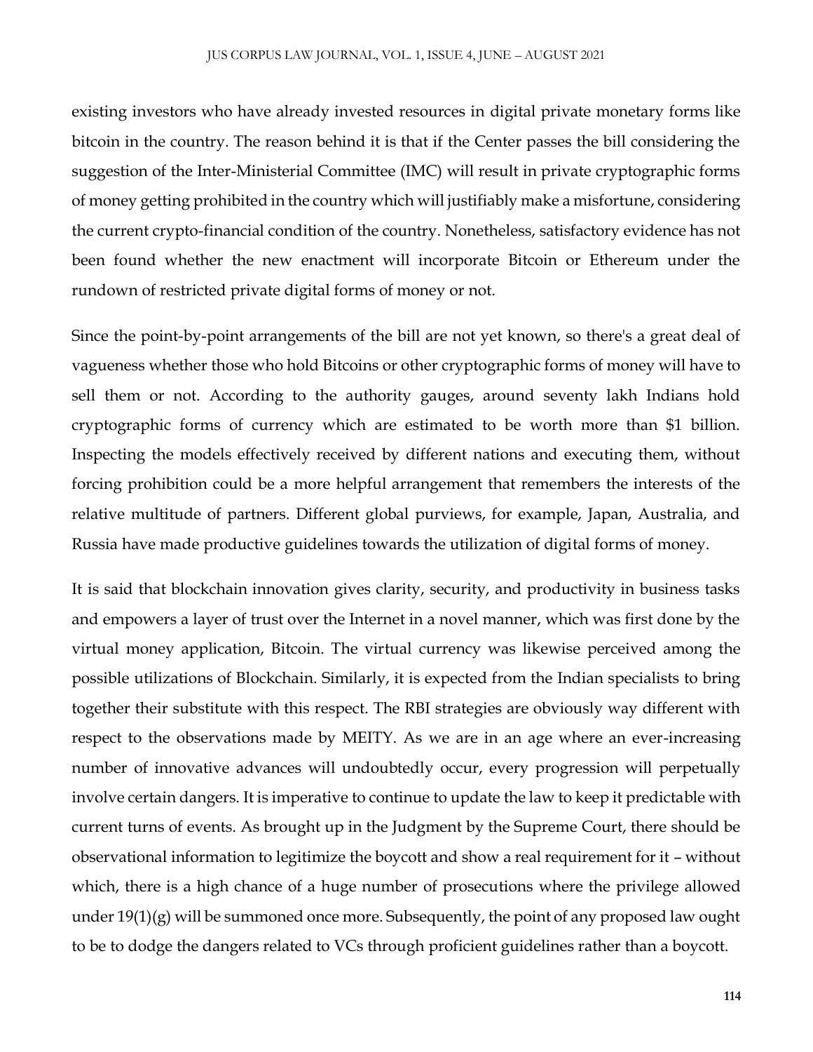existing investors who have already invested resources in digital private monetary forms like bitcoin in the country. The reason behind it is that if the Center passes the bill considering the suggestion of the Inter-Ministerial Committee (IMC) will result in private cryptographic forms of money getting prohibited in the country which will justifiably make a misfortune, considering the current crypto-financial condition of the country. Nonetheless, satisfactory evidence has not been found whether the new enactment will incorporate Bitcoin or Ethereum under the rundown of restricted private digital forms of money or not.

Since the point-by-point arrangements of the bill are not yet known, so there's a great deal of vagueness whether those who hold Bitcoins or other cryptographic forms of money will have to sell them or not. According to the authority gauges, around seventy lakh Indians hold cryptographic forms of currency which are estimated to be worth more than $1 billion. Inspecting the models effectively received by different nations and executing them, without forcing prohibition could be a more helpful arrangement that remembers the interests of the relative multitude of partners. Different global purviews, for example, Japan, Australia, and Russia have made productive guidelines towards the utilization of digital forms of money.

It is said that blockchain innovation gives clarity, security, and productivity in business tasks and empowers a layer of trust over the Internet in a novel manner, which was first done by the virtual money application, Bitcoin. The virtual currency was likewise perceived among the possible utilizations of Blockchain. Similarly, it is expected from the Indian specialists to bring together their substitute with this respect. The RBI strategies are obviously way different with respect to the observations made by MEITY. As we are in an age where an ever-increasing number of innovative advances will undoubtedly occur, every progression will perpetually involve certain dangers. It is imperative to continue to update the law to keep it predictable with current turns of events. As brought up in the Judgment by the Supreme Court, there should be observational information to legitimize the boycott and show a real requirement for it – without which, there is a high chance of a huge number of prosecutions where the privilege allowed under 19(1)(g) will be summoned once more. Subsequently, the point of any proposed law ought to be to dodge the dangers related to VCs through proficient guidelines rather than a boycott.